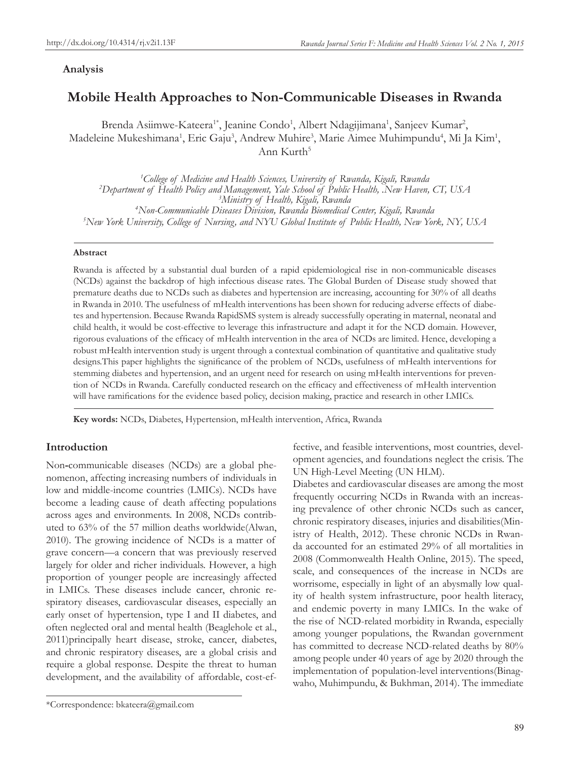**Analysis**

# Mobile Health Approaches to Non-Communicable Diseases in Rwanda

Brenda Asiimwe-Kateera[1*], Jeanine Condo[1], Albert Ndagijimana[1], Sanjeev Kumar[2], Madeleine Mukeshimana[1], Eric Gaju[3], Andrew Muhire[3], Marie Aimee Muhimpundu[4], Mi Ja Kim[1], Ann Kurth[5]

*[1]College of Medicine and Health Sciences, University of Rwanda, Kigali, Rwanda*
*[2]Department of Health Policy and Management, Yale School of Public Health, .New Haven, CT, USA*
*[3]Ministry of Health, Kigali, Rwanda*
*[4]Non-Communicable Diseases Division, Rwanda Biomedical Center, Kigali, Rwanda*
*[5]New York University, College of Nursing, and NYU Global Institute of Public Health, New York, NY, USA*

### Abstract

Rwanda is affected by a substantial dual burden of a rapid epidemiological rise in non-communicable diseases (NCDs) against the backdrop of high infectious disease rates. The Global Burden of Disease study showed that premature deaths due to NCDs such as diabetes and hypertension are increasing, accounting for 30% of all deaths in Rwanda in 2010. The usefulness of mHealth interventions has been shown for reducing adverse effects of diabetes and hypertension. Because Rwanda RapidSMS system is already successfully operating in maternal, neonatal and child health, it would be cost-effective to leverage this infrastructure and adapt it for the NCD domain. However, rigorous evaluations of the efficacy of mHealth intervention in the area of NCDs are limited. Hence, developing a robust mHealth intervention study is urgent through a contextual combination of quantitative and qualitative study designs.This paper highlights the significance of the problem of NCDs, usefulness of mHealth interventions for stemming diabetes and hypertension, and an urgent need for research on using mHealth interventions for prevention of NCDs in Rwanda. Carefully conducted research on the efficacy and effectiveness of mHealth intervention will have ramifications for the evidence based policy, decision making, practice and research in other LMICs.

**Key words:** NCDs, Diabetes, Hypertension, mHealth intervention, Africa, Rwanda

## Introduction

Non**-**communicable diseases (NCDs) are a global phenomenon, affecting increasing numbers of individuals in low and middle-income countries (LMICs). NCDs have become a leading cause of death affecting populations across ages and environments. In 2008, NCDs contributed to 63% of the 57 million deaths worldwide(Alwan, 2010). The growing incidence of NCDs is a matter of grave concern—a concern that was previously reserved largely for older and richer individuals. However, a high proportion of younger people are increasingly affected in LMICs. These diseases include cancer, chronic respiratory diseases, cardiovascular diseases, especially an early onset of hypertension, type I and II diabetes, and often neglected oral and mental health (Beaglehole et al., 2011)principally heart disease, stroke, cancer, diabetes, and chronic respiratory diseases, are a global crisis and require a global response. Despite the threat to human development, and the availability of affordable, cost-effective, and feasible interventions, most countries, development agencies, and foundations neglect the crisis. The UN High-Level Meeting (UN HLM).

Diabetes and cardiovascular diseases are among the most frequently occurring NCDs in Rwanda with an increasing prevalence of other chronic NCDs such as cancer, chronic respiratory diseases, injuries and disabilities(Ministry of Health, 2012). These chronic NCDs in Rwanda accounted for an estimated 29% of all mortalities in 2008 (Commonwealth Health Online, 2015). The speed, scale, and consequences of the increase in NCDs are worrisome, especially in light of an abysmally low quality of health system infrastructure, poor health literacy, and endemic poverty in many LMICs. In the wake of the rise of NCD-related morbidity in Rwanda, especially among younger populations, the Rwandan government has committed to decrease NCD-related deaths by 80% among people under 40 years of age by 2020 through the implementation of population-level interventions(Binagwaho, Muhimpundu, & Bukhman, 2014). The immediate

*Correspondence: bkateera@gmail.com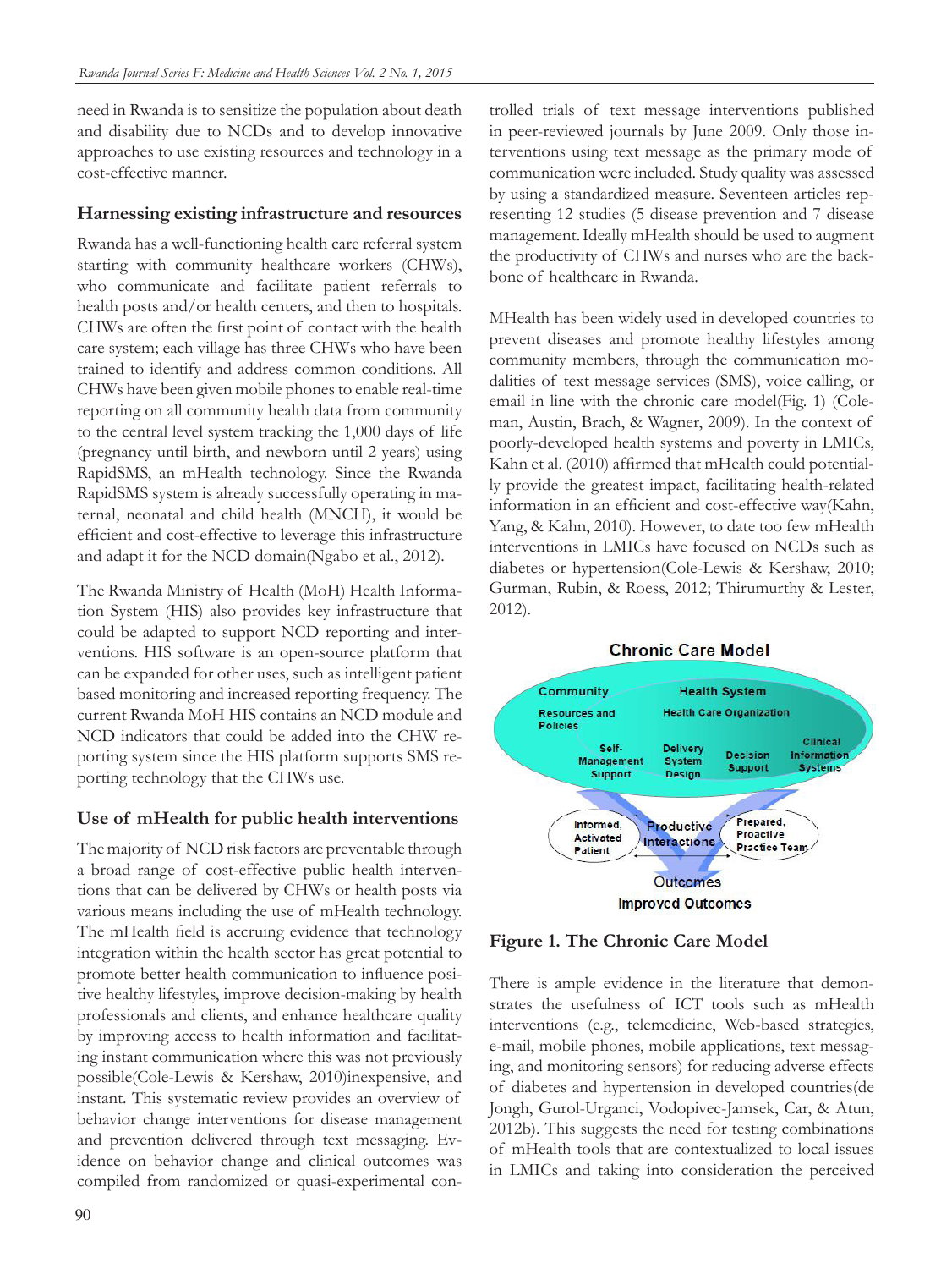need in Rwanda is to sensitize the population about death and disability due to NCDs and to develop innovative approaches to use existing resources and technology in a cost-effective manner.

## Harnessing existing infrastructure and resources

Rwanda has a well-functioning health care referral system starting with community healthcare workers (CHWs), who communicate and facilitate patient referrals to health posts and/or health centers, and then to hospitals. CHWs are often the first point of contact with the health care system; each village has three CHWs who have been trained to identify and address common conditions. All CHWs have been given mobile phones to enable real-time reporting on all community health data from community to the central level system tracking the 1,000 days of life (pregnancy until birth, and newborn until 2 years) using RapidSMS, an mHealth technology. Since the Rwanda RapidSMS system is already successfully operating in maternal, neonatal and child health (MNCH), it would be efficient and cost-effective to leverage this infrastructure and adapt it for the NCD domain(Ngabo et al., 2012).

The Rwanda Ministry of Health (MoH) Health Information System (HIS) also provides key infrastructure that could be adapted to support NCD reporting and interventions. HIS software is an open-source platform that can be expanded for other uses, such as intelligent patient based monitoring and increased reporting frequency. The current Rwanda MoH HIS contains an NCD module and NCD indicators that could be added into the CHW reporting system since the HIS platform supports SMS reporting technology that the CHWs use.

## Use of mHealth for public health interventions

The majority of NCD risk factors are preventable through a broad range of cost-effective public health interventions that can be delivered by CHWs or health posts via various means including the use of mHealth technology. The mHealth field is accruing evidence that technology integration within the health sector has great potential to promote better health communication to influence positive healthy lifestyles, improve decision-making by health professionals and clients, and enhance healthcare quality by improving access to health information and facilitating instant communication where this was not previously possible(Cole-Lewis & Kershaw, 2010)inexpensive, and instant. This systematic review provides an overview of behavior change interventions for disease management and prevention delivered through text messaging. Evidence on behavior change and clinical outcomes was compiled from randomized or quasi-experimental controlled trials of text message interventions published in peer-reviewed journals by June 2009. Only those interventions using text message as the primary mode of communication were included. Study quality was assessed by using a standardized measure. Seventeen articles representing 12 studies (5 disease prevention and 7 disease management. Ideally mHealth should be used to augment the productivity of CHWs and nurses who are the backbone of healthcare in Rwanda.

MHealth has been widely used in developed countries to prevent diseases and promote healthy lifestyles among community members, through the communication modalities of text message services (SMS), voice calling, or email in line with the chronic care model(Fig. 1) (Coleman, Austin, Brach, & Wagner, 2009). In the context of poorly-developed health systems and poverty in LMICs, Kahn et al. (2010) affirmed that mHealth could potentially provide the greatest impact, facilitating health-related information in an efficient and cost-effective way(Kahn, Yang, & Kahn, 2010). However, to date too few mHealth interventions in LMICs have focused on NCDs such as diabetes or hypertension(Cole-Lewis & Kershaw, 2010; Gurman, Rubin, & Roess, 2012; Thirumurthy & Lester, 2012).

Chronic Care Model

Community

Resources and Policies

Health System

Health Care Organization

Self-Management Support

Delivery System Design

Decision Support

Clinical Information Systems

Informed, Activated Patient

Productive Interactions

Prepared, Proactive Practice Team

Outcomes

Improved Outcomes

**Figure 1. The Chronic Care Model**

There is ample evidence in the literature that demonstrates the usefulness of ICT tools such as mHealth interventions (e.g., telemedicine, Web-based strategies, e-mail, mobile phones, mobile applications, text messaging, and monitoring sensors) for reducing adverse effects of diabetes and hypertension in developed countries(de Jongh, Gurol-Urganci, Vodopivec-Jamsek, Car, & Atun, 2012b). This suggests the need for testing combinations of mHealth tools that are contextualized to local issues in LMICs and taking into consideration the perceived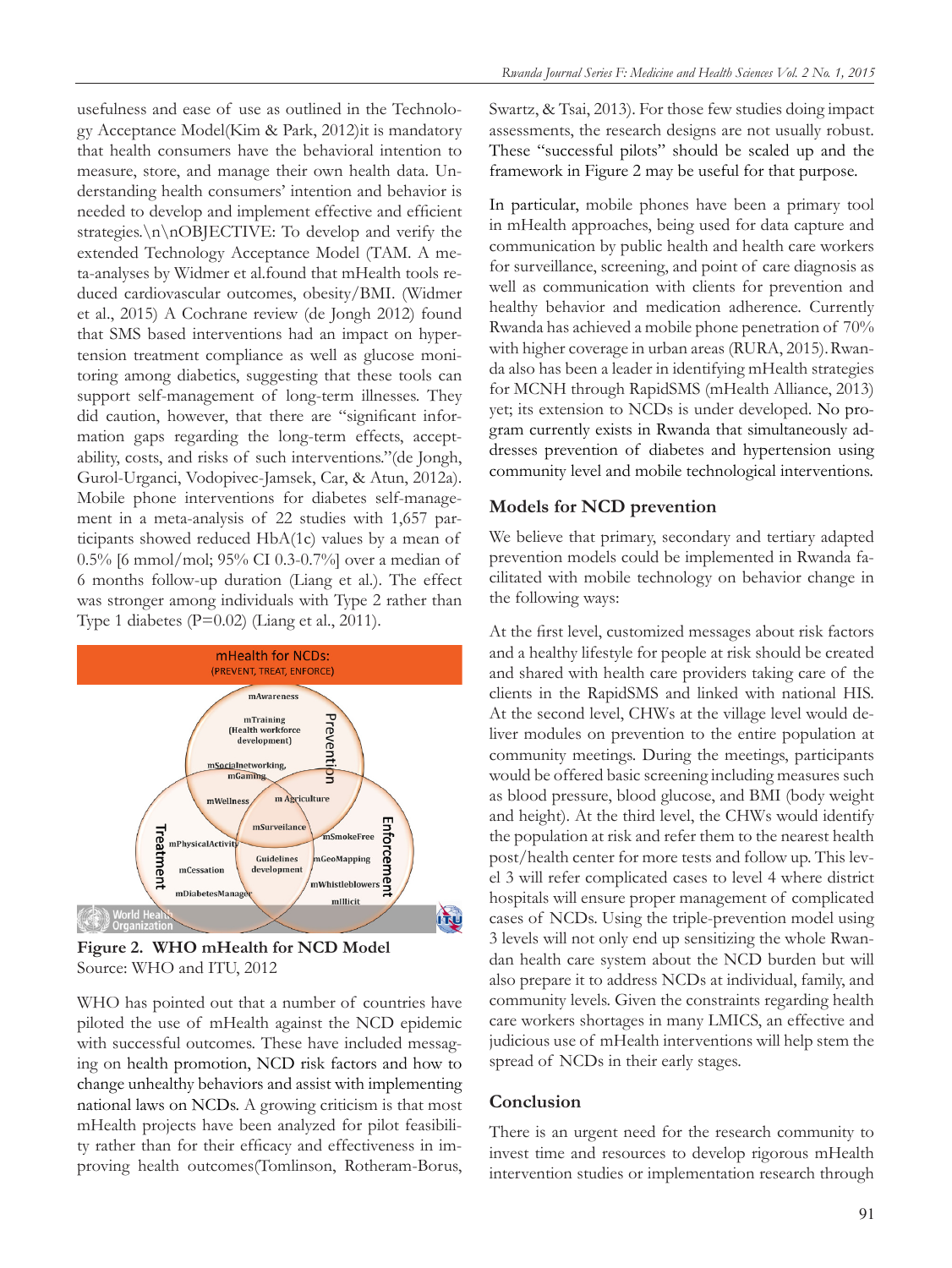usefulness and ease of use as outlined in the Technology Acceptance Model(Kim & Park, 2012)it is mandatory that health consumers have the behavioral intention to measure, store, and manage their own health data. Understanding health consumers' intention and behavior is needed to develop and implement effective and efficient strategies.\n\nOBJECTIVE: To develop and verify the extended Technology Acceptance Model (TAM. A meta-analyses by Widmer et al.found that mHealth tools reduced cardiovascular outcomes, obesity/BMI. (Widmer et al., 2015) A Cochrane review (de Jongh 2012) found that SMS based interventions had an impact on hypertension treatment compliance as well as glucose monitoring among diabetics, suggesting that these tools can support self-management of long-term illnesses. They did caution, however, that there are "significant information gaps regarding the long-term effects, acceptability, costs, and risks of such interventions."(de Jongh, Gurol-Urganci, Vodopivec-Jamsek, Car, & Atun, 2012a). Mobile phone interventions for diabetes self-management in a meta-analysis of 22 studies with 1,657 participants showed reduced HbA(1c) values by a mean of 0.5% [6 mmol/mol; 95% CI 0.3-0.7%] over a median of 6 months follow-up duration (Liang et al.). The effect was stronger among individuals with Type 2 rather than Type 1 diabetes (P=0.02) (Liang et al., 2011).

mHealth for NCDs:
(PREVENT, TREAT, ENFORCE)

mAwareness
mTraining (Health workforce development)
mSocialnetworking, mGaming
mWellness
m Agriculture
mSurveilance
mPhysicalActivity
mSmokeFree
Guidelines development
mCessation
mGeoMapping
mWhistleblowers
mDiabetesManager
mIllicit
Prevention
Treatment
Enforcement
World Health Organization
ITU

**Figure 2. WHO mHealth for NCD Model**
Source: WHO and ITU, 2012

WHO has pointed out that a number of countries have piloted the use of mHealth against the NCD epidemic with successful outcomes. These have included messaging on health promotion, NCD risk factors and how to change unhealthy behaviors and assist with implementing national laws on NCDs. A growing criticism is that most mHealth projects have been analyzed for pilot feasibility rather than for their efficacy and effectiveness in improving health outcomes(Tomlinson, Rotheram-Borus, Swartz, & Tsai, 2013). For those few studies doing impact assessments, the research designs are not usually robust. These "successful pilots" should be scaled up and the framework in Figure 2 may be useful for that purpose.

In particular, mobile phones have been a primary tool in mHealth approaches, being used for data capture and communication by public health and health care workers for surveillance, screening, and point of care diagnosis as well as communication with clients for prevention and healthy behavior and medication adherence. Currently Rwanda has achieved a mobile phone penetration of 70% with higher coverage in urban areas (RURA, 2015). Rwanda also has been a leader in identifying mHealth strategies for MCNH through RapidSMS (mHealth Alliance, 2013) yet; its extension to NCDs is under developed. No program currently exists in Rwanda that simultaneously addresses prevention of diabetes and hypertension using community level and mobile technological interventions.

## Models for NCD prevention

We believe that primary, secondary and tertiary adapted prevention models could be implemented in Rwanda facilitated with mobile technology on behavior change in the following ways:

At the first level, customized messages about risk factors and a healthy lifestyle for people at risk should be created and shared with health care providers taking care of the clients in the RapidSMS and linked with national HIS. At the second level, CHWs at the village level would deliver modules on prevention to the entire population at community meetings. During the meetings, participants would be offered basic screening including measures such as blood pressure, blood glucose, and BMI (body weight and height). At the third level, the CHWs would identify the population at risk and refer them to the nearest health post/health center for more tests and follow up. This level 3 will refer complicated cases to level 4 where district hospitals will ensure proper management of complicated cases of NCDs. Using the triple-prevention model using 3 levels will not only end up sensitizing the whole Rwandan health care system about the NCD burden but will also prepare it to address NCDs at individual, family, and community levels. Given the constraints regarding health care workers shortages in many LMICS, an effective and judicious use of mHealth interventions will help stem the spread of NCDs in their early stages.

## Conclusion

There is an urgent need for the research community to invest time and resources to develop rigorous mHealth intervention studies or implementation research through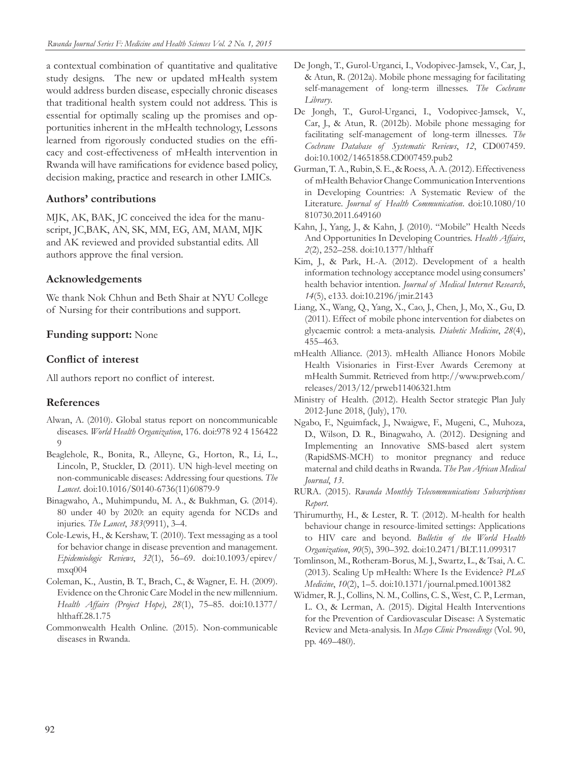a contextual combination of quantitative and qualitative study designs. The new or updated mHealth system would address burden disease, especially chronic diseases that traditional health system could not address. This is essential for optimally scaling up the promises and opportunities inherent in the mHealth technology, Lessons learned from rigorously conducted studies on the efficacy and cost-effectiveness of mHealth intervention in Rwanda will have ramifications for evidence based policy, decision making, practice and research in other LMICs.

## Authors' contributions

MJK, AK, BAK, JC conceived the idea for the manuscript, JC,BAK, AN, SK, MM, EG, AM, MAM, MJK and AK reviewed and provided substantial edits. All authors approve the final version.

## Acknowledgements

We thank Nok Chhun and Beth Shair at NYU College of Nursing for their contributions and support.

**Funding support:** None

## Conflict of interest

All authors report no conflict of interest.

## References

Alwan, A. (2010). Global status report on noncommunicable diseases. *World Health Organization*, 176. doi:978 92 4 156422 9

Beaglehole, R., Bonita, R., Alleyne, G., Horton, R., Li, L., Lincoln, P., Stuckler, D. (2011). UN high-level meeting on non-communicable diseases: Addressing four questions. *The Lancet*. doi:10.1016/S0140-6736(11)60879-9

Binagwaho, A., Muhimpundu, M. A., & Bukhman, G. (2014). 80 under 40 by 2020: an equity agenda for NCDs and injuries. *The Lancet*, *383*(9911), 3–4.

Cole-Lewis, H., & Kershaw, T. (2010). Text messaging as a tool for behavior change in disease prevention and management. *Epidemiologic Reviews*, *32*(1), 56–69. doi:10.1093/epirev/mxq004

Coleman, K., Austin, B. T., Brach, C., & Wagner, E. H. (2009). Evidence on the Chronic Care Model in the new millennium. *Health Affairs (Project Hope)*, *28*(1), 75–85. doi:10.1377/hlthaff.28.1.75

Commonwealth Health Online. (2015). Non-communicable diseases in Rwanda.

De Jongh, T., Gurol-Urganci, I., Vodopivec-Jamsek, V., Car, J., & Atun, R. (2012a). Mobile phone messaging for facilitating self-management of long-term illnesses. *The Cochrane Library*.

De Jongh, T., Gurol-Urganci, I., Vodopivec-Jamsek, V., Car, J., & Atun, R. (2012b). Mobile phone messaging for facilitating self-management of long-term illnesses. *The Cochrane Database of Systematic Reviews*, *12*, CD007459. doi:10.1002/14651858.CD007459.pub2

Gurman, T. A., Rubin, S. E., & Roess, A. A. (2012). Effectiveness of mHealth Behavior Change Communication Interventions in Developing Countries: A Systematic Review of the Literature. *Journal of Health Communication*. doi:10.1080/10810730.2011.649160

Kahn, J., Yang, J., & Kahn, J. (2010). "Mobile" Health Needs And Opportunities In Developing Countries. *Health Affairs*, *2*(2), 252–258. doi:10.1377/hlthaff

Kim, J., & Park, H.-A. (2012). Development of a health information technology acceptance model using consumers' health behavior intention. *Journal of Medical Internet Research*, *14*(5), e133. doi:10.2196/jmir.2143

Liang, X., Wang, Q., Yang, X., Cao, J., Chen, J., Mo, X., Gu, D. (2011). Effect of mobile phone intervention for diabetes on glycaemic control: a meta-analysis. *Diabetic Medicine*, *28*(4), 455–463.

mHealth Alliance. (2013). mHealth Alliance Honors Mobile Health Visionaries in First-Ever Awards Ceremony at mHealth Summit. Retrieved from http://www.prweb.com/releases/2013/12/prweb11406321.htm

Ministry of Health. (2012). Health Sector strategic Plan July 2012-June 2018, (July), 170.

Ngabo, F., Nguimfack, J., Nwaigwe, F., Mugeni, C., Muhoza, D., Wilson, D. R., Binagwaho, A. (2012). Designing and Implementing an Innovative SMS-based alert system (RapidSMS-MCH) to monitor pregnancy and reduce maternal and child deaths in Rwanda. *The Pan African Medical Journal*, *13*.

RURA. (2015). *Rwanda Monthly Telecommunications Subscriptions Report*.

Thirumurthy, H., & Lester, R. T. (2012). M-health for health behaviour change in resource-limited settings: Applications to HIV care and beyond. *Bulletin of the World Health Organization*, *90*(5), 390–392. doi:10.2471/BLT.11.099317

Tomlinson, M., Rotheram-Borus, M. J., Swartz, L., & Tsai, A. C. (2013). Scaling Up mHealth: Where Is the Evidence? *PLoS Medicine*, *10*(2), 1–5. doi:10.1371/journal.pmed.1001382

Widmer, R. J., Collins, N. M., Collins, C. S., West, C. P., Lerman, L. O., & Lerman, A. (2015). Digital Health Interventions for the Prevention of Cardiovascular Disease: A Systematic Review and Meta-analysis. In *Mayo Clinic Proceedings* (Vol. 90, pp. 469–480).